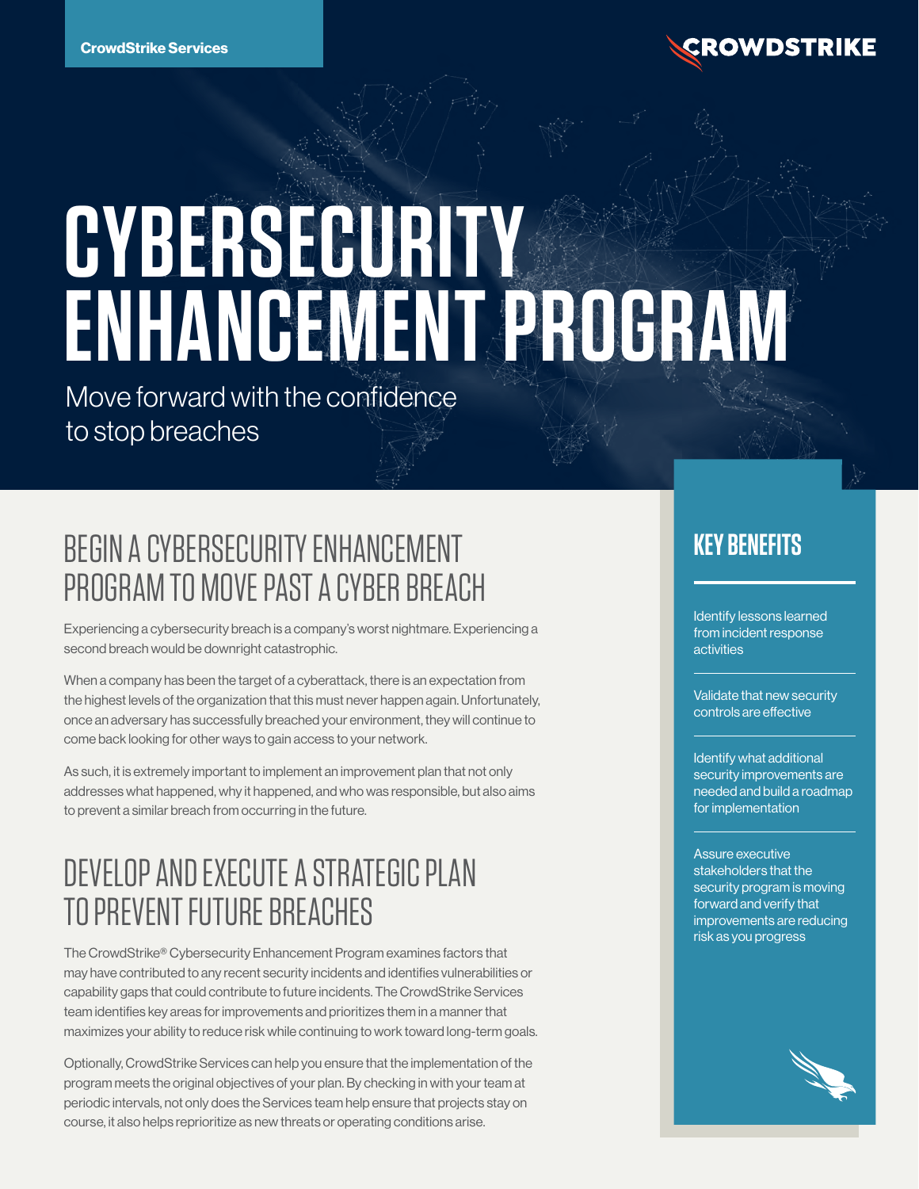CrowdStrike Services

# CYBERSECURITY ENHANCEMENT PROGRAM

Move forward with the confidence to stop breaches

## BEGIN A CYBERSECURITY ENHANCEMENT PROGRAM TO MOVE PAST A CYBER BREACH

Experiencing a cybersecurity breach is a company's worst nightmare. Experiencing a second breach would be downright catastrophic.

When a company has been the target of a cyberattack, there is an expectation from the highest levels of the organization that this must never happen again. Unfortunately, once an adversary has successfully breached your environment, they will continue to come back looking for other ways to gain access to your network.

As such, it is extremely important to implement an improvement plan that not only addresses what happened, why it happened, and who was responsible, but also aims to prevent a similar breach from occurring in the future.

## DEVELOP AND EXECUTE A STRATEGIC PLAN TO PREVENT FUTURE BREACHES

The CrowdStrike® Cybersecurity Enhancement Program examines factors that may have contributed to any recent security incidents and identifies vulnerabilities or capability gaps that could contribute to future incidents. The CrowdStrike Services team identifies key areas for improvements and prioritizes them in a manner that maximizes your ability to reduce risk while continuing to work toward long-term goals.

Optionally, CrowdStrike Services can help you ensure that the implementation of the program meets the original objectives of your plan. By checking in with your team at periodic intervals, not only does the Services team help ensure that projects stay on course, it also helps reprioritize as new threats or operating conditions arise.

## KEY BENEFITS

- Identify lessons learned from incident response activities
- Validate that new security controls are effective
- Identify what additional security improvements are needed and build a roadmap for implementation
- Assure executive stakeholders that the security program is moving forward and verify that improvements are reducing risk as you progress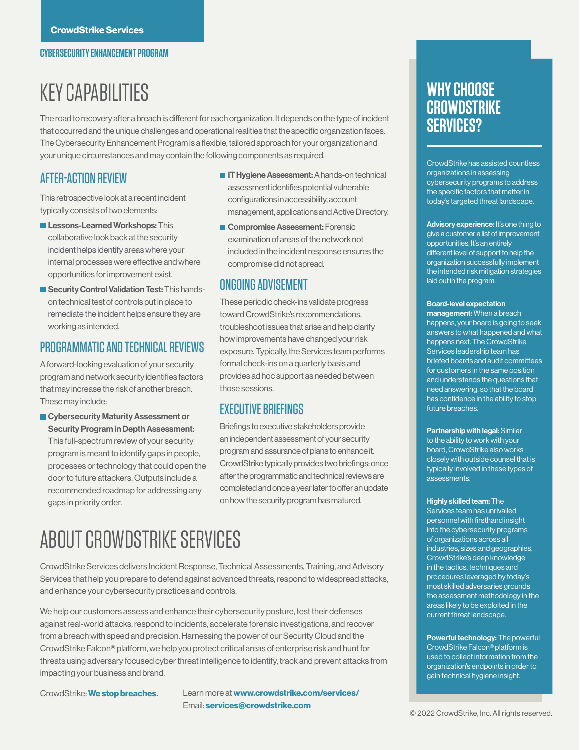CrowdStrike Services

CYBERSECURITY ENHANCEMENT PROGRAM

# KEY CAPABILITIES

The road to recovery after a breach is different for each organization. It depends on the type of incident that occurred and the unique challenges and operational realities that the specific organization faces. The Cybersecurity Enhancement Program is a flexible, tailored approach for your organization and your unique circumstances and may contain the following components as required.

## AFTER-ACTION REVIEW

This retrospective look at a recent incident typically consists of two elements:

- **Lessons-Learned Workshops:** This collaborative look back at the security incident helps identify areas where your internal processes were effective and where opportunities for improvement exist.
- **Security Control Validation Test:** This hands-on technical test of controls put in place to remediate the incident helps ensure they are working as intended.

## PROGRAMMATIC AND TECHNICAL REVIEWS

A forward-looking evaluation of your security program and network security identifies factors that may increase the risk of another breach. These may include:

- **Cybersecurity Maturity Assessment or Security Program in Depth Assessment:** This full-spectrum review of your security program is meant to identify gaps in people, processes or technology that could open the door to future attackers. Outputs include a recommended roadmap for addressing any gaps in priority order.
- **IT Hygiene Assessment:** A hands-on technical assessment identifies potential vulnerable configurations in accessibility, account management, applications and Active Directory.
- **Compromise Assessment:** Forensic examination of areas of the network not included in the incident response ensures the compromise did not spread.

## ONGOING ADVISEMENT

These periodic check-ins validate progress toward CrowdStrike's recommendations, troubleshoot issues that arise and help clarify how improvements have changed your risk exposure. Typically, the Services team performs formal check-ins on a quarterly basis and provides ad hoc support as needed between those sessions.

## EXECUTIVE BRIEFINGS

Briefings to executive stakeholders provide an independent assessment of your security program and assurance of plans to enhance it. CrowdStrike typically provides two briefings: once after the programmatic and technical reviews are completed and once a year later to offer an update on how the security program has matured.

## WHY CHOOSE CROWDSTRIKE SERVICES?

CrowdStrike has assisted countless organizations in assessing cybersecurity programs to address the specific factors that matter in today's targeted threat landscape.

**Advisory experience:** It's one thing to give a customer a list of improvement opportunities. It's an entirely different level of support to help the organization successfully implement the intended risk mitigation strategies laid out in the program.

**Board-level expectation management:** When a breach happens, your board is going to seek answers to what happened and what happens next. The CrowdStrike Services leadership team has briefed boards and audit committees for customers in the same position and understands the questions that need answering, so that the board has confidence in the ability to stop future breaches.

**Partnership with legal:** Similar to the ability to work with your board, CrowdStrike also works closely with outside counsel that is typically involved in these types of assessments.

**Highly skilled team:** The Services team has unrivalled personnel with firsthand insight into the cybersecurity programs of organizations across all industries, sizes and geographies. CrowdStrike's deep knowledge in the tactics, techniques and procedures leveraged by today's most skilled adversaries grounds the assessment methodology in the areas likely to be exploited in the current threat landscape.

**Powerful technology:** The powerful CrowdStrike Falcon® platform is used to collect information from the organization's endpoints in order to gain technical hygiene insight.

# ABOUT CROWDSTRIKE SERVICES

CrowdStrike Services delivers Incident Response, Technical Assessments, Training, and Advisory Services that help you prepare to defend against advanced threats, respond to widespread attacks, and enhance your cybersecurity practices and controls.

We help our customers assess and enhance their cybersecurity posture, test their defenses against real-world attacks, respond to incidents, accelerate forensic investigations, and recover from a breach with speed and precision. Harnessing the power of our Security Cloud and the CrowdStrike Falcon® platform, we help you protect critical areas of enterprise risk and hunt for threats using adversary focused cyber threat intelligence to identify, track and prevent attacks from impacting your business and brand.

CrowdStrike: **We stop breaches.**

Learn more at **www.crowdstrike.com/services/**
Email: **services@crowdstrike.com**

© 2022 CrowdStrike, Inc. All rights reserved.